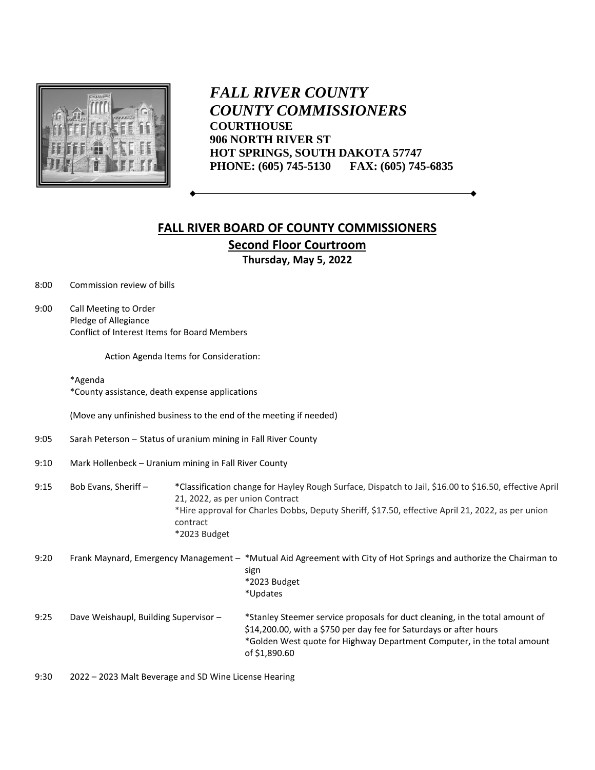# *FALL RIVER COUNTY*
# *COUNTY COMMISSIONERS*

**COURTHOUSE**
**906 NORTH RIVER ST**
**HOT SPRINGS, SOUTH DAKOTA 57747**
**PHONE: (605) 745-5130 FAX: (605) 745-6835**

## FALL RIVER BOARD OF COUNTY COMMISSIONERS

### Second Floor Courtroom

**Thursday, May 5, 2022**

8:00 Commission review of bills

9:00 Call Meeting to Order
Pledge of Allegiance
Conflict of Interest Items for Board Members

Action Agenda Items for Consideration:

*Agenda
*County assistance, death expense applications

(Move any unfinished business to the end of the meeting if needed)

9:05 Sarah Peterson – Status of uranium mining in Fall River County

9:10 Mark Hollenbeck – Uranium mining in Fall River County

9:15 Bob Evans, Sheriff –
*Classification change for Hayley Rough Surface, Dispatch to Jail, $16.00 to $16.50, effective April 21, 2022, as per union Contract
*Hire approval for Charles Dobbs, Deputy Sheriff, $17.50, effective April 21, 2022, as per union contract
*2023 Budget

9:20 Frank Maynard, Emergency Management –
*Mutual Aid Agreement with City of Hot Springs and authorize the Chairman to sign
*2023 Budget
*Updates

9:25 Dave Weishaupl, Building Supervisor –
*Stanley Steemer service proposals for duct cleaning, in the total amount of $14,200.00, with a $750 per day fee for Saturdays or after hours
*Golden West quote for Highway Department Computer, in the total amount of $1,890.60

9:30 2022 – 2023 Malt Beverage and SD Wine License Hearing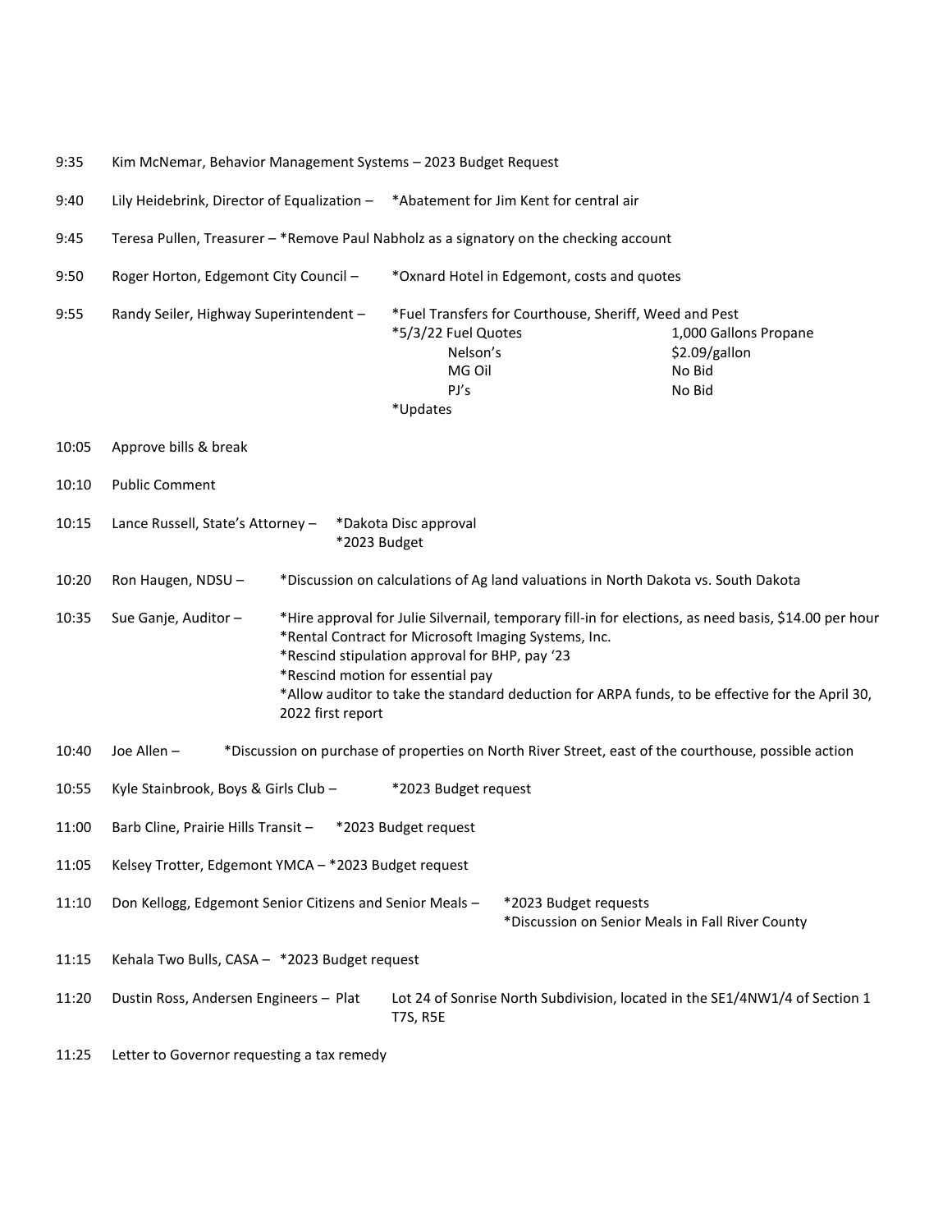9:35 Kim McNemar, Behavior Management Systems – 2023 Budget Request

9:40 Lily Heidebrink, Director of Equalization – *Abatement for Jim Kent for central air

9:45 Teresa Pullen, Treasurer – *Remove Paul Nabholz as a signatory on the checking account

9:50 Roger Horton, Edgemont City Council – *Oxnard Hotel in Edgemont, costs and quotes

9:55 Randy Seiler, Highway Superintendent – *Fuel Transfers for Courthouse, Sheriff, Weed and Pest

*5/3/22 Fuel Quotes

| | 1,000 Gallons Propane |
|---|---|
| Nelson's | $2.09/gallon |
| MG Oil | No Bid |
| PJ's | No Bid |

*Updates

10:05 Approve bills & break

10:10 Public Comment

10:15 Lance Russell, State's Attorney – *Dakota Disc approval
*2023 Budget

10:20 Ron Haugen, NDSU – *Discussion on calculations of Ag land valuations in North Dakota vs. South Dakota

10:35 Sue Ganje, Auditor – *Hire approval for Julie Silvernail, temporary fill-in for elections, as need basis, $14.00 per hour
*Rental Contract for Microsoft Imaging Systems, Inc.
*Rescind stipulation approval for BHP, pay '23
*Rescind motion for essential pay
*Allow auditor to take the standard deduction for ARPA funds, to be effective for the April 30, 2022 first report

10:40 Joe Allen – *Discussion on purchase of properties on North River Street, east of the courthouse, possible action

10:55 Kyle Stainbrook, Boys & Girls Club – *2023 Budget request

11:00 Barb Cline, Prairie Hills Transit – *2023 Budget request

11:05 Kelsey Trotter, Edgemont YMCA – *2023 Budget request

11:10 Don Kellogg, Edgemont Senior Citizens and Senior Meals – *2023 Budget requests
*Discussion on Senior Meals in Fall River County

11:15 Kehala Two Bulls, CASA – *2023 Budget request

11:20 Dustin Ross, Andersen Engineers – Plat Lot 24 of Sonrise North Subdivision, located in the SE1/4NW1/4 of Section 1 T7S, R5E

11:25 Letter to Governor requesting a tax remedy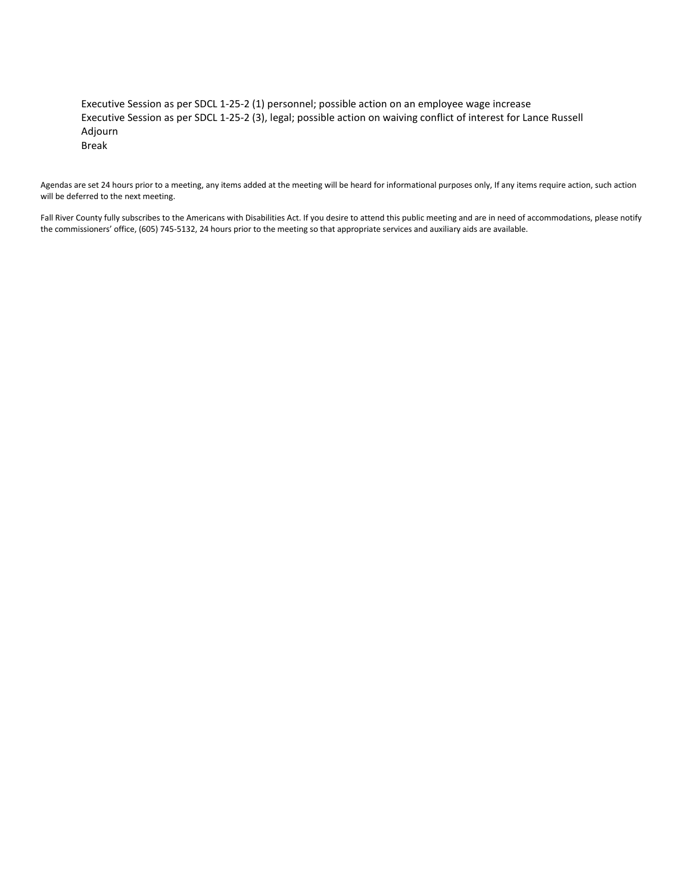Executive Session as per SDCL 1-25-2 (1) personnel; possible action on an employee wage increase
Executive Session as per SDCL 1-25-2 (3), legal; possible action on waiving conflict of interest for Lance Russell
Adjourn
Break

Agendas are set 24 hours prior to a meeting, any items added at the meeting will be heard for informational purposes only, If any items require action, such action will be deferred to the next meeting.

Fall River County fully subscribes to the Americans with Disabilities Act. If you desire to attend this public meeting and are in need of accommodations, please notify the commissioners' office, (605) 745-5132, 24 hours prior to the meeting so that appropriate services and auxiliary aids are available.